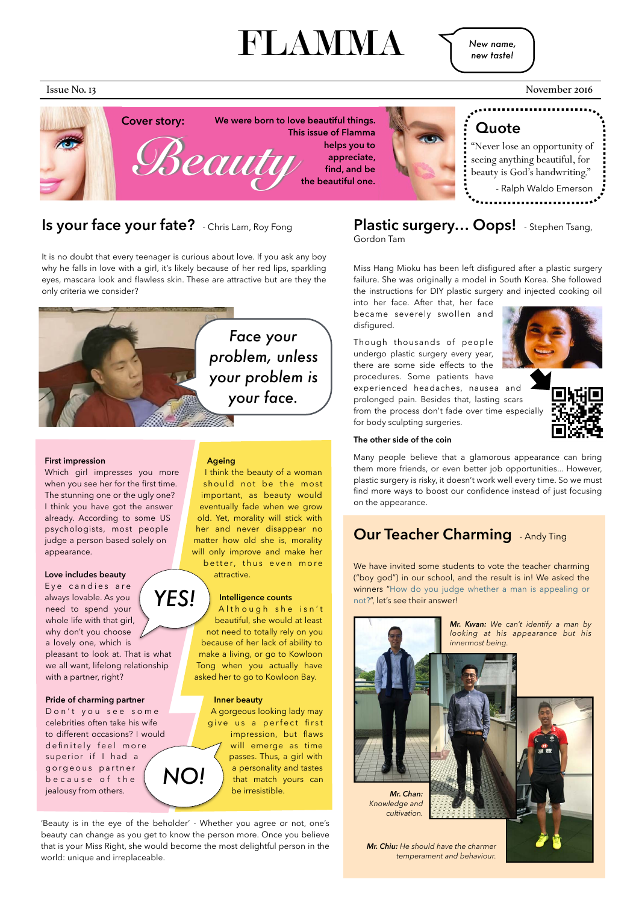# FLAMMA

*New name, new taste!*

Issue No. 13 — November 2016

**Cover story:** *Beauty*

**We were born to love beautiful things. This issue of Flamma helps you to appreciate, find, and be the beautiful one.**

## Quote

"Never lose an opportunity of seeing anything beautiful, for beauty is God's handwriting."

- Ralph Waldo Emerson

## Is your face your fate? - Chris Lam, Roy Fong

It is no doubt that every teenager is curious about love. If you ask any boy why he falls in love with a girl, it's likely because of her red lips, sparkling eyes, mascara look and flawless skin. These are attractive but are they the only criteria we consider?

*Face your problem, unless your problem is your face.*

**YES!**

**First impression**

Which girl impresses you more when you see her for the first time. The stunning one or the ugly one? I think you have got the answer already. According to some US psychologists, most people judge a person based solely on appearance.

**Love includes beauty**

Eye candies are always lovable. As you need to spend your whole life with that girl, why don't you choose a lovely one, which is pleasant to look at. That is what we all want, lifelong relationship with a partner, right?

**Pride of charming partner**

Don't you see some celebrities often take his wife to different occasions? I would definitely feel more superior if I had a gorgeous partner because of the jealousy from others.

**NO!**

**Ageing**

I think the beauty of a woman should not be the most important, as beauty would eventually fade when we grow old. Yet, morality will stick with her and never disappear no matter how old she is, morality will only improve and make her better, thus even more attractive.

**Intelligence counts**

Although she isn't beautiful, she would at least not need to totally rely on you because of her lack of ability to make a living, or go to Kowloon Tong when you actually have asked her to go to Kowloon Bay.

**Inner beauty**

A gorgeous looking lady may give us a perfect first impression, but flaws will emerge as time passes. Thus, a girl with a personality and tastes that match yours can be irresistible.

'Beauty is in the eye of the beholder' - Whether you agree or not, one's beauty can change as you get to know the person more. Once you believe that is your Miss Right, she would become the most delightful person in the world: unique and irreplaceable.

## Plastic surgery... Oops! - Stephen Tsang, Gordon Tam

Miss Hang Mioku has been left disfigured after a plastic surgery failure. She was originally a model in South Korea. She followed the instructions for DIY plastic surgery and injected cooking oil into her face. After that, her face became severely swollen and disfigured.

Though thousands of people undergo plastic surgery every year, there are some side effects to the procedures. Some patients have experienced headaches, nausea and prolonged pain. Besides that, lasting scars from the process don't fade over time especially for body sculpting surgeries.

**The other side of the coin**

Many people believe that a glamorous appearance can bring them more friends, or even better job opportunities... However, plastic surgery is risky, it doesn't work well every time. So we must find more ways to boost our confidence instead of just focusing on the appearance.

## Our Teacher Charming - Andy Ting

We have invited some students to vote the teacher charming ("boy god") in our school, and the result is in! We asked the winners "How do you judge whether a man is appealing or not?", let's see their answer!

***Mr. Kwan:*** *We can't identify a man by looking at his appearance but his innermost being.*

***Mr. Chan:*** *Knowledge and cultivation.*

***Mr. Chiu:*** *He should have the charmer temperament and behaviour.*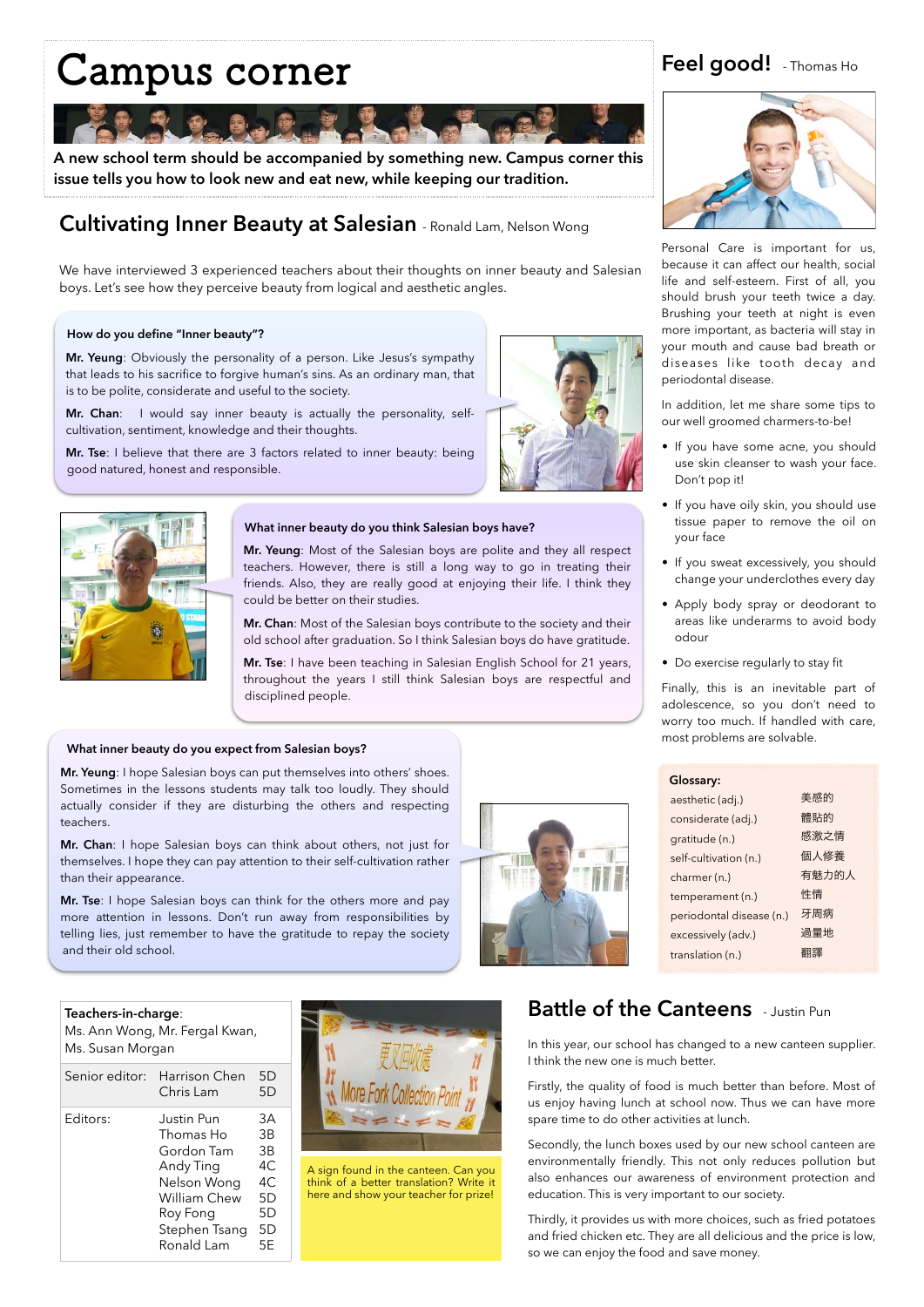# Campus corner

A new school term should be accompanied by something new. Campus corner this issue tells you how to look new and eat new, while keeping our tradition.

## Cultivating Inner Beauty at Salesian - Ronald Lam, Nelson Wong

We have interviewed 3 experienced teachers about their thoughts on inner beauty and Salesian boys. Let's see how they perceive beauty from logical and aesthetic angles.

### How do you define "Inner beauty"?

**Mr. Yeung**: Obviously the personality of a person. Like Jesus's sympathy that leads to his sacrifice to forgive human's sins. As an ordinary man, that is to be polite, considerate and useful to the society.

**Mr. Chan**: I would say inner beauty is actually the personality, self-cultivation, sentiment, knowledge and their thoughts.

**Mr. Tse**: I believe that there are 3 factors related to inner beauty: being good natured, honest and responsible.

### What inner beauty do you think Salesian boys have?

**Mr. Yeung**: Most of the Salesian boys are polite and they all respect teachers. However, there is still a long way to go in treating their friends. Also, they are really good at enjoying their life. I think they could be better on their studies.

**Mr. Chan**: Most of the Salesian boys contribute to the society and their old school after graduation. So I think Salesian boys do have gratitude.

**Mr. Tse**: I have been teaching in Salesian English School for 21 years, throughout the years I still think Salesian boys are respectful and disciplined people.

### What inner beauty do you expect from Salesian boys?

**Mr. Yeung**: I hope Salesian boys can put themselves into others' shoes. Sometimes in the lessons students may talk too loudly. They should actually consider if they are disturbing the others and respecting teachers.

**Mr. Chan**: I hope Salesian boys can think about others, not just for themselves. I hope they can pay attention to their self-cultivation rather than their appearance.

**Mr. Tse**: I hope Salesian boys can think for the others more and pay more attention in lessons. Don't run away from responsibilities by telling lies, just remember to have the gratitude to repay the society and their old school.

## Feel good! - Thomas Ho

Personal Care is important for us, because it can affect our health, social life and self-esteem. First of all, you should brush your teeth twice a day. Brushing your teeth at night is even more important, as bacteria will stay in your mouth and cause bad breath or diseases like tooth decay and periodontal disease.

In addition, let me share some tips to our well groomed charmers-to-be!

- If you have some acne, you should use skin cleanser to wash your face. Don't pop it!
- If you have oily skin, you should use tissue paper to remove the oil on your face
- If you sweat excessively, you should change your underclothes every day
- Apply body spray or deodorant to areas like underarms to avoid body odour
- Do exercise regularly to stay fit

Finally, this is an inevitable part of adolescence, so you don't need to worry too much. If handled with care, most problems are solvable.

**Glossary:**

| | |
|---|---|
| aesthetic (adj.) | 美感的 |
| considerate (adj.) | 體貼的 |
| gratitude (n.) | 感激之情 |
| self-cultivation (n.) | 個人修養 |
| charmer (n.) | 有魅力的人 |
| temperament (n.) | 性情 |
| periodontal disease (n.) | 牙周病 |
| excessively (adv.) | 過量地 |
| translation (n.) | 翻譯 |

## Battle of the Canteens - Justin Pun

In this year, our school has changed to a new canteen supplier. I think the new one is much better.

Firstly, the quality of food is much better than before. Most of us enjoy having lunch at school now. Thus we can have more spare time to do other activities at lunch.

Secondly, the lunch boxes used by our new school canteen are environmentally friendly. This not only reduces pollution but also enhances our awareness of environment protection and education. This is very important to our society.

Thirdly, it provides us with more choices, such as fried potatoes and fried chicken etc. They are all delicious and the price is low, so we can enjoy the food and save money.

叉回收處 More Fork Collection Point

A sign found in the canteen. Can you think of a better translation? Write it here and show your teacher for prize!

**Teachers-in-charge**:
Ms. Ann Wong, Mr. Fergal Kwan, Ms. Susan Morgan

| | | |
|---|---|---|
| Senior editor: | Harrison Chen | 5D |
| | Chris Lam | 5D |
| Editors: | Justin Pun | 3A |
| | Thomas Ho | 3B |
| | Gordon Tam | 3B |
| | Andy Ting | 4C |
| | Nelson Wong | 4C |
| | William Chew | 5D |
| | Roy Fong | 5D |
| | Stephen Tsang | 5D |
| | Ronald Lam | 5E |